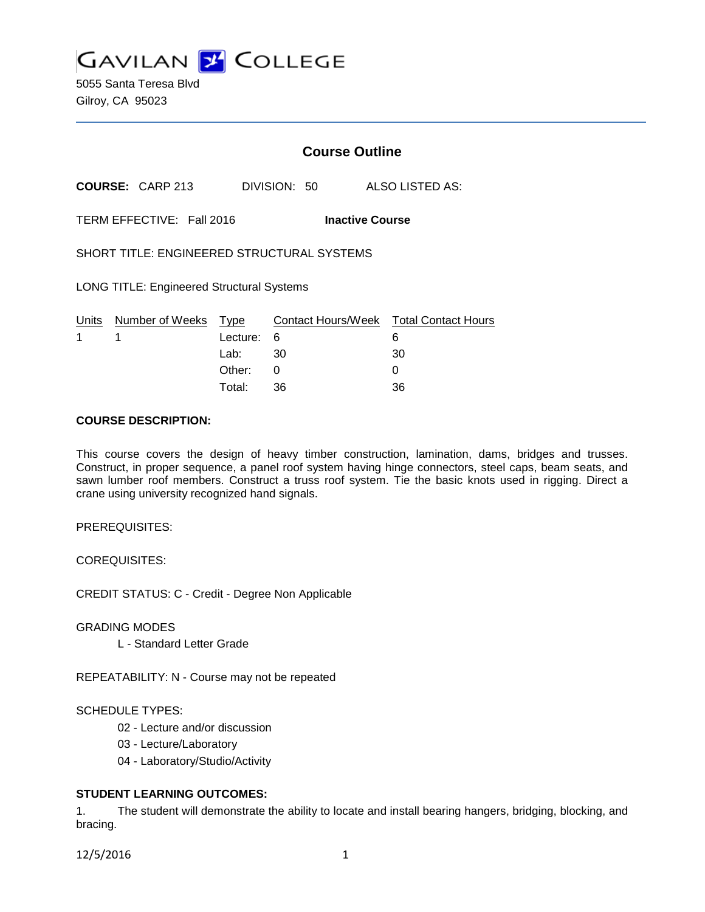# GAVILAN COLLEGE

5055 Santa Teresa Blvd
Gilroy, CA 95023

## Course Outline

**COURSE:** CARP 213 DIVISION: 50 ALSO LISTED AS:

TERM EFFECTIVE: Fall 2016 **Inactive Course**

SHORT TITLE: ENGINEERED STRUCTURAL SYSTEMS

LONG TITLE: Engineered Structural Systems

| Units | Number of Weeks | Type | Contact Hours/Week | Total Contact Hours |
|---|---|---|---|---|
| 1 | 1 | Lecture: | 6 | 6 |
| | | Lab: | 30 | 30 |
| | | Other: | 0 | 0 |
| | | Total: | 36 | 36 |

**COURSE DESCRIPTION:**

This course covers the design of heavy timber construction, lamination, dams, bridges and trusses. Construct, in proper sequence, a panel roof system having hinge connectors, steel caps, beam seats, and sawn lumber roof members. Construct a truss roof system. Tie the basic knots used in rigging. Direct a crane using university recognized hand signals.

PREREQUISITES:

COREQUISITES:

CREDIT STATUS: C - Credit - Degree Non Applicable

GRADING MODES

L - Standard Letter Grade

REPEATABILITY: N - Course may not be repeated

SCHEDULE TYPES:

02 - Lecture and/or discussion

03 - Lecture/Laboratory

04 - Laboratory/Studio/Activity

**STUDENT LEARNING OUTCOMES:**

1. The student will demonstrate the ability to locate and install bearing hangers, bridging, blocking, and bracing.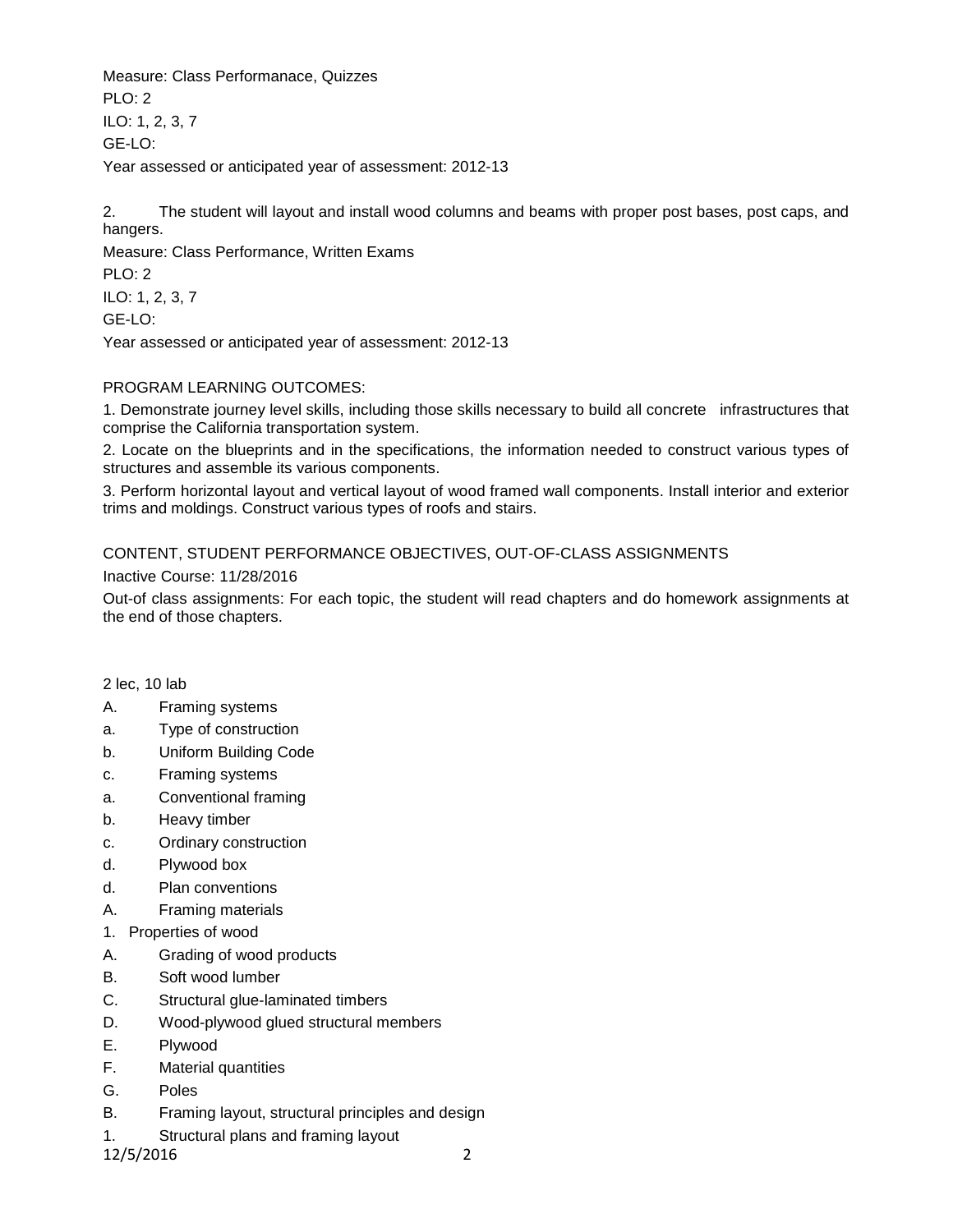Measure: Class Performanace, Quizzes

PLO: 2

ILO: 1, 2, 3, 7

GE-LO:

Year assessed or anticipated year of assessment: 2012-13

2. The student will layout and install wood columns and beams with proper post bases, post caps, and hangers.

Measure: Class Performance, Written Exams

PLO: 2

ILO: 1, 2, 3, 7

GE-LO:

Year assessed or anticipated year of assessment: 2012-13

PROGRAM LEARNING OUTCOMES:

1. Demonstrate journey level skills, including those skills necessary to build all concrete infrastructures that comprise the California transportation system.

2. Locate on the blueprints and in the specifications, the information needed to construct various types of structures and assemble its various components.

3. Perform horizontal layout and vertical layout of wood framed wall components. Install interior and exterior trims and moldings. Construct various types of roofs and stairs.

CONTENT, STUDENT PERFORMANCE OBJECTIVES, OUT-OF-CLASS ASSIGNMENTS

Inactive Course: 11/28/2016

Out-of class assignments: For each topic, the student will read chapters and do homework assignments at the end of those chapters.

2 lec, 10 lab

A. Framing systems

a. Type of construction

b. Uniform Building Code

c. Framing systems

a. Conventional framing

b. Heavy timber

c. Ordinary construction

d. Plywood box

d. Plan conventions

A. Framing materials

1. Properties of wood

A. Grading of wood products

B. Soft wood lumber

C. Structural glue-laminated timbers

D. Wood-plywood glued structural members

E. Plywood

F. Material quantities

G. Poles

B. Framing layout, structural principles and design

1. Structural plans and framing layout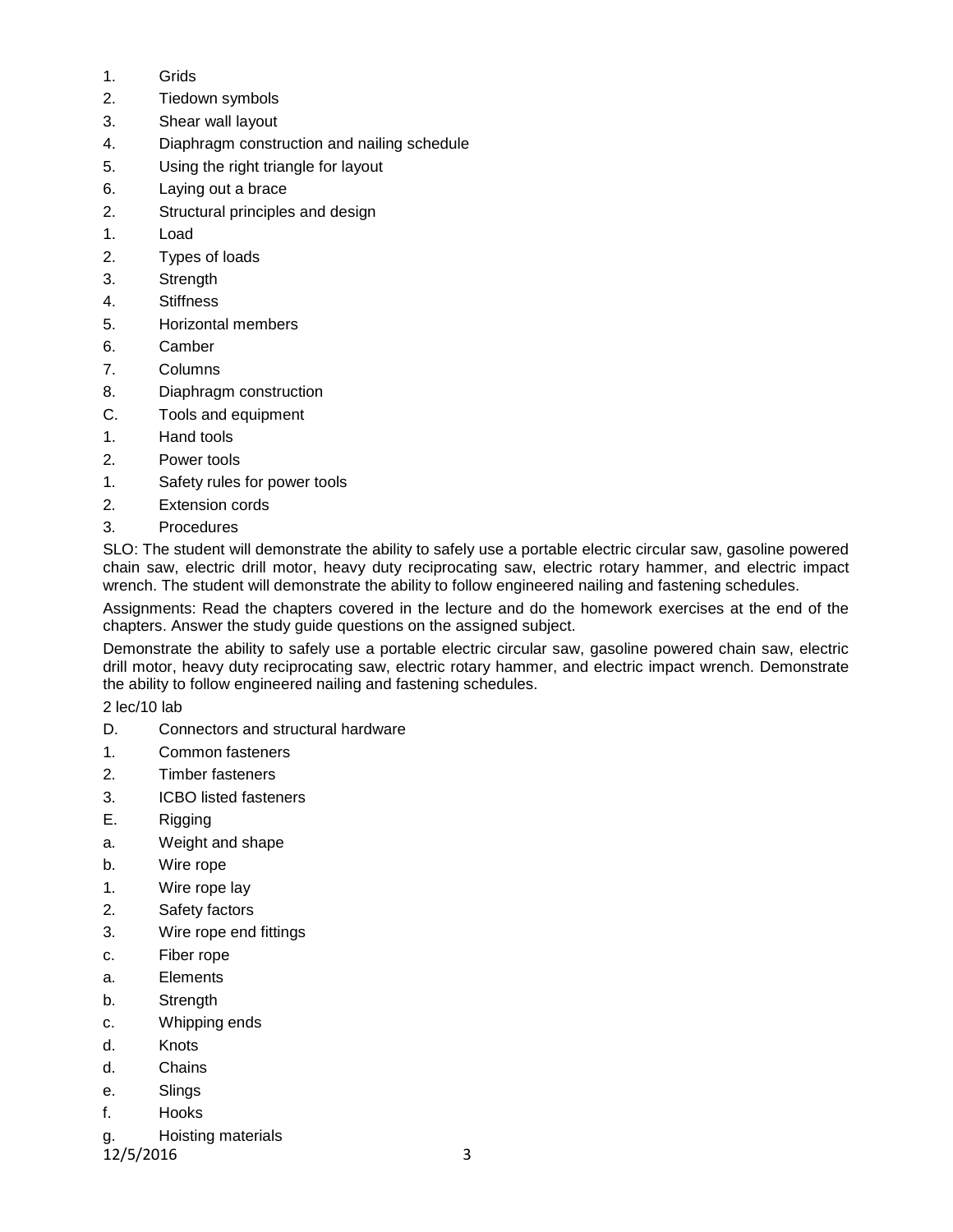1. Grids
2. Tiedown symbols
3. Shear wall layout
4. Diaphragm construction and nailing schedule
5. Using the right triangle for layout
6. Laying out a brace
2. Structural principles and design
1. Load
2. Types of loads
3. Strength
4. Stiffness
5. Horizontal members
6. Camber
7. Columns
8. Diaphragm construction

C. Tools and equipment
1. Hand tools
2. Power tools
1. Safety rules for power tools
2. Extension cords
3. Procedures

SLO: The student will demonstrate the ability to safely use a portable electric circular saw, gasoline powered chain saw, electric drill motor, heavy duty reciprocating saw, electric rotary hammer, and electric impact wrench. The student will demonstrate the ability to follow engineered nailing and fastening schedules.

Assignments: Read the chapters covered in the lecture and do the homework exercises at the end of the chapters. Answer the study guide questions on the assigned subject.

Demonstrate the ability to safely use a portable electric circular saw, gasoline powered chain saw, electric drill motor, heavy duty reciprocating saw, electric rotary hammer, and electric impact wrench. Demonstrate the ability to follow engineered nailing and fastening schedules.

2 lec/10 lab

D. Connectors and structural hardware
1. Common fasteners
2. Timber fasteners
3. ICBO listed fasteners

E. Rigging
a. Weight and shape
b. Wire rope
1. Wire rope lay
2. Safety factors
3. Wire rope end fittings
c. Fiber rope
a. Elements
b. Strength
c. Whipping ends
d. Knots
d. Chains
e. Slings
f. Hooks
g. Hoisting materials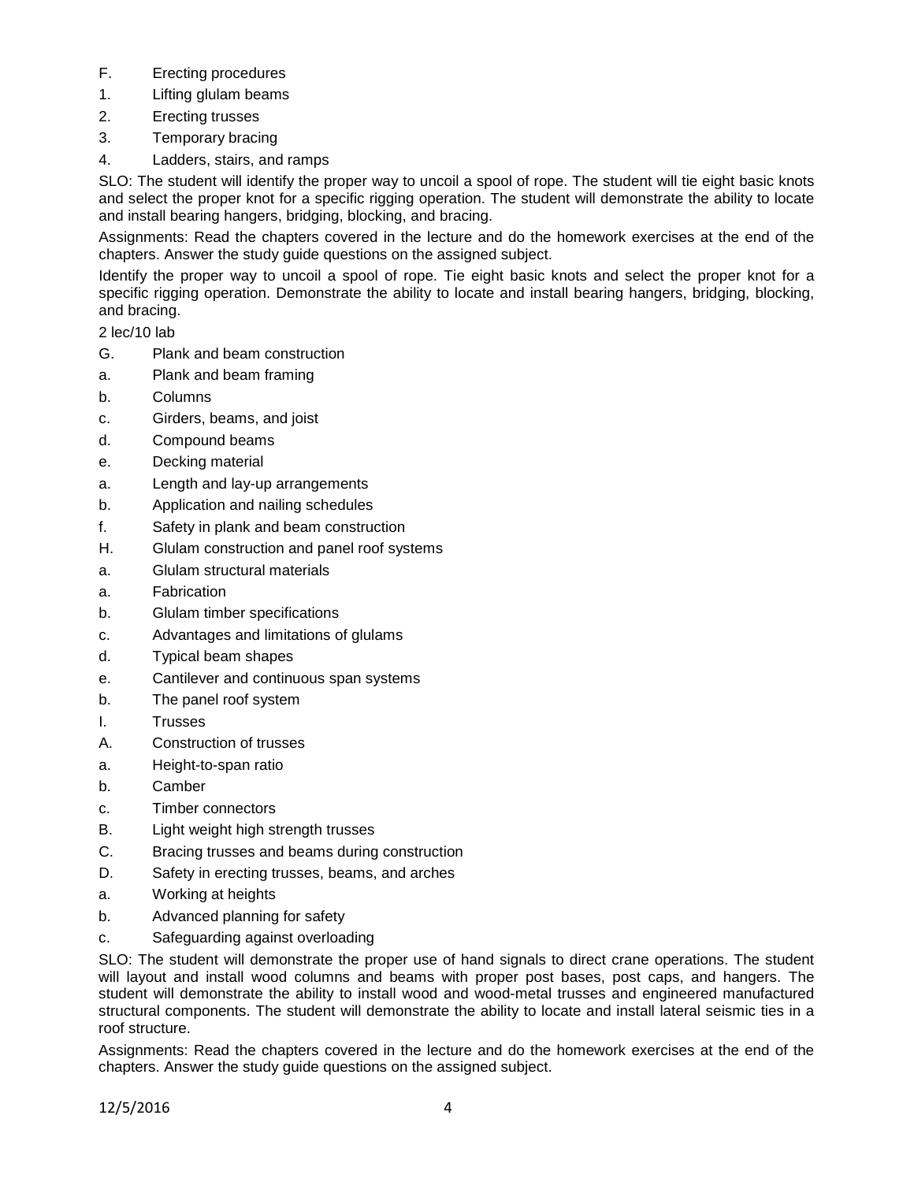F. Erecting procedures

1. Lifting glulam beams
2. Erecting trusses
3. Temporary bracing
4. Ladders, stairs, and ramps

SLO: The student will identify the proper way to uncoil a spool of rope. The student will tie eight basic knots and select the proper knot for a specific rigging operation. The student will demonstrate the ability to locate and install bearing hangers, bridging, blocking, and bracing.

Assignments: Read the chapters covered in the lecture and do the homework exercises at the end of the chapters. Answer the study guide questions on the assigned subject.

Identify the proper way to uncoil a spool of rope. Tie eight basic knots and select the proper knot for a specific rigging operation. Demonstrate the ability to locate and install bearing hangers, bridging, blocking, and bracing.

2 lec/10 lab

G. Plank and beam construction

a. Plank and beam framing

b. Columns

c. Girders, beams, and joist

d. Compound beams

e. Decking material

a. Length and lay-up arrangements

b. Application and nailing schedules

f. Safety in plank and beam construction

H. Glulam construction and panel roof systems

a. Glulam structural materials

a. Fabrication

b. Glulam timber specifications

c. Advantages and limitations of glulams

d. Typical beam shapes

e. Cantilever and continuous span systems

b. The panel roof system

I. Trusses

A. Construction of trusses

a. Height-to-span ratio

b. Camber

c. Timber connectors

B. Light weight high strength trusses

C. Bracing trusses and beams during construction

D. Safety in erecting trusses, beams, and arches

a. Working at heights

b. Advanced planning for safety

c. Safeguarding against overloading

SLO: The student will demonstrate the proper use of hand signals to direct crane operations. The student will layout and install wood columns and beams with proper post bases, post caps, and hangers. The student will demonstrate the ability to install wood and wood-metal trusses and engineered manufactured structural components. The student will demonstrate the ability to locate and install lateral seismic ties in a roof structure.

Assignments: Read the chapters covered in the lecture and do the homework exercises at the end of the chapters. Answer the study guide questions on the assigned subject.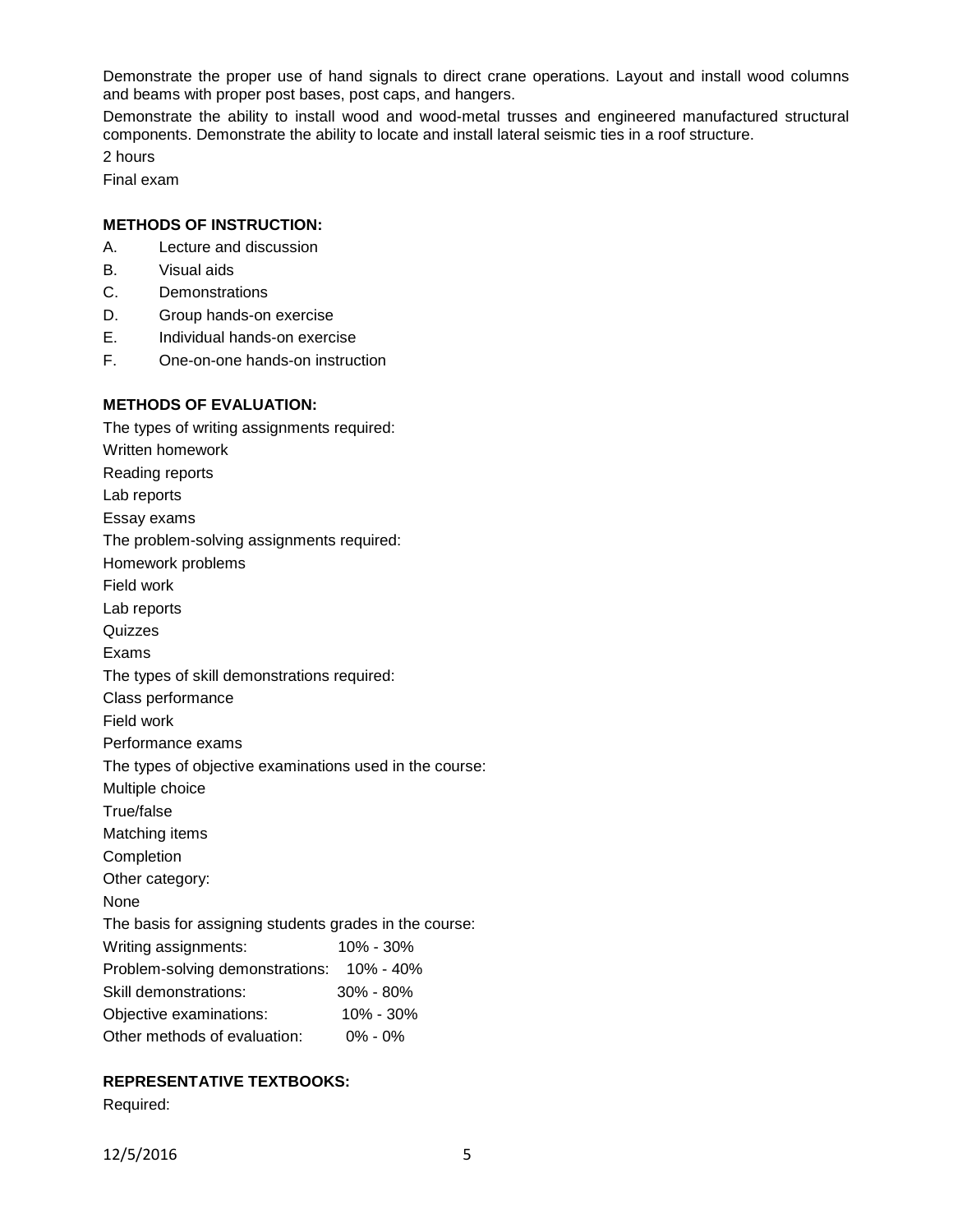Demonstrate the proper use of hand signals to direct crane operations. Layout and install wood columns and beams with proper post bases, post caps, and hangers.

Demonstrate the ability to install wood and wood-metal trusses and engineered manufactured structural components. Demonstrate the ability to locate and install lateral seismic ties in a roof structure.

2 hours

Final exam

**METHODS OF INSTRUCTION:**

A. Lecture and discussion
B. Visual aids
C. Demonstrations
D. Group hands-on exercise
E. Individual hands-on exercise
F. One-on-one hands-on instruction

**METHODS OF EVALUATION:**

The types of writing assignments required:

Written homework

Reading reports

Lab reports

Essay exams

The problem-solving assignments required:

Homework problems

Field work

Lab reports

Quizzes

Exams

The types of skill demonstrations required:

Class performance

Field work

Performance exams

The types of objective examinations used in the course:

Multiple choice

True/false

Matching items

Completion

Other category:

None

The basis for assigning students grades in the course:

| | |
|---|---|
| Writing assignments: | 10% - 30% |
| Problem-solving demonstrations: | 10% - 40% |
| Skill demonstrations: | 30% - 80% |
| Objective examinations: | 10% - 30% |
| Other methods of evaluation: | 0% - 0% |

**REPRESENTATIVE TEXTBOOKS:**

Required: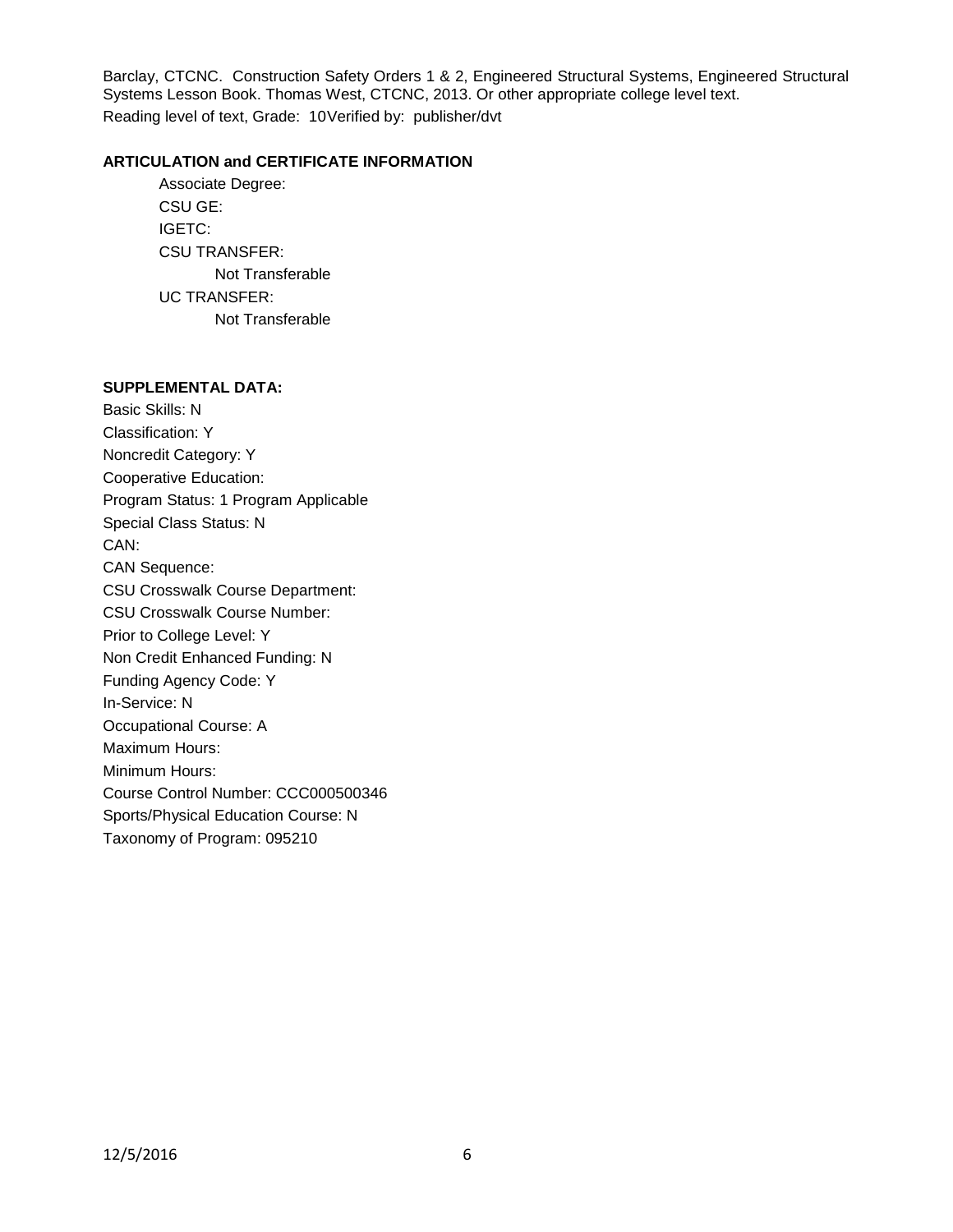Barclay, CTCNC. Construction Safety Orders 1 & 2, Engineered Structural Systems, Engineered Structural Systems Lesson Book. Thomas West, CTCNC, 2013. Or other appropriate college level text.
Reading level of text, Grade: 10 Verified by: publisher/dvt

**ARTICULATION and CERTIFICATE INFORMATION**

Associate Degree:
CSU GE:
IGETC:
CSU TRANSFER:
  Not Transferable
UC TRANSFER:
  Not Transferable

**SUPPLEMENTAL DATA:**

Basic Skills: N
Classification: Y
Noncredit Category: Y
Cooperative Education:
Program Status: 1 Program Applicable
Special Class Status: N
CAN:
CAN Sequence:
CSU Crosswalk Course Department:
CSU Crosswalk Course Number:
Prior to College Level: Y
Non Credit Enhanced Funding: N
Funding Agency Code: Y
In-Service: N
Occupational Course: A
Maximum Hours:
Minimum Hours:
Course Control Number: CCC000500346
Sports/Physical Education Course: N
Taxonomy of Program: 095210